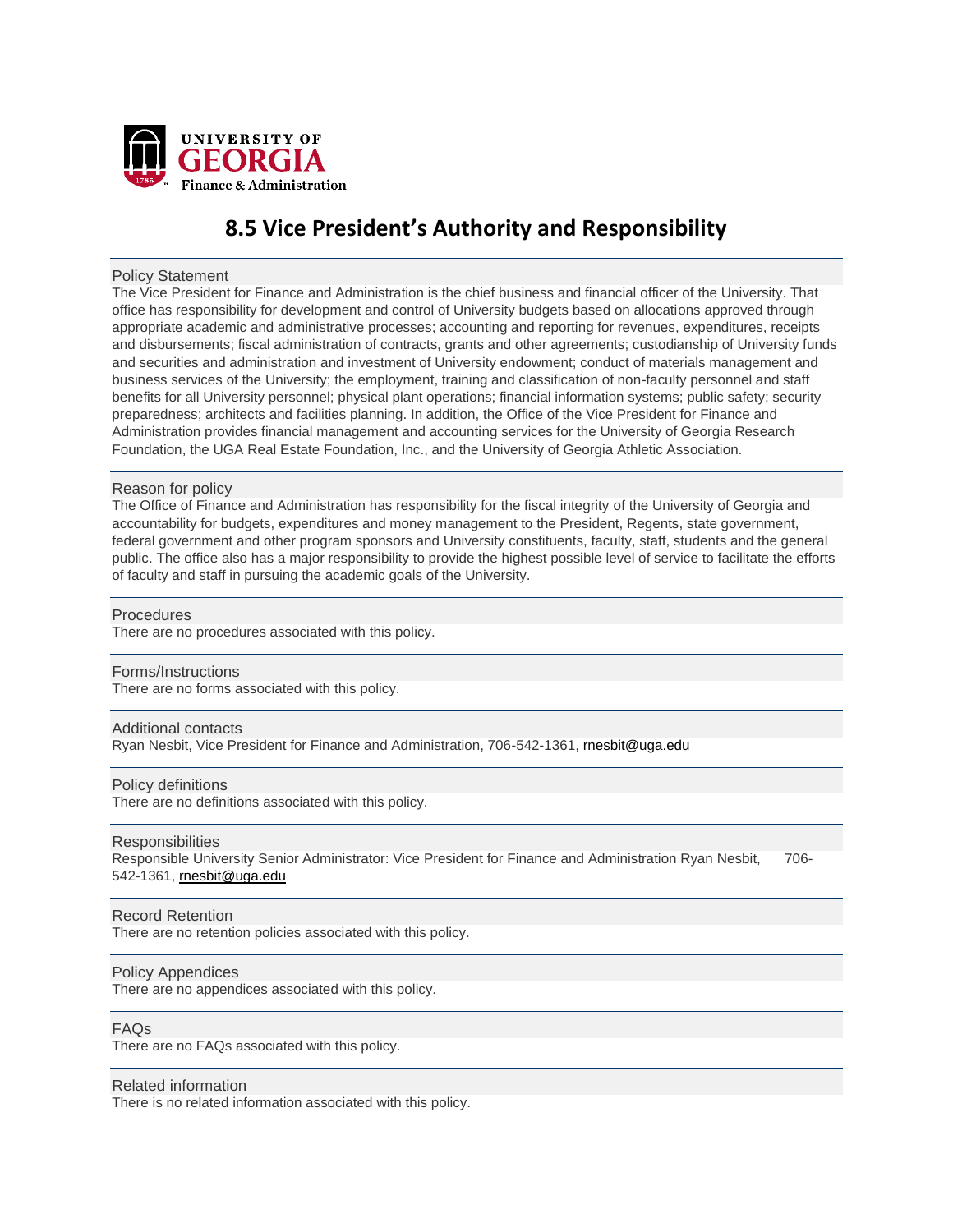UNIVERSITY OF
GEORGIA
Finance & Administration

# 8.5 Vice President's Authority and Responsibility

## Policy Statement

The Vice President for Finance and Administration is the chief business and financial officer of the University. That office has responsibility for development and control of University budgets based on allocations approved through appropriate academic and administrative processes; accounting and reporting for revenues, expenditures, receipts and disbursements; fiscal administration of contracts, grants and other agreements; custodianship of University funds and securities and administration and investment of University endowment; conduct of materials management and business services of the University; the employment, training and classification of non-faculty personnel and staff benefits for all University personnel; physical plant operations; financial information systems; public safety; security preparedness; architects and facilities planning. In addition, the Office of the Vice President for Finance and Administration provides financial management and accounting services for the University of Georgia Research Foundation, the UGA Real Estate Foundation, Inc., and the University of Georgia Athletic Association.

## Reason for policy

The Office of Finance and Administration has responsibility for the fiscal integrity of the University of Georgia and accountability for budgets, expenditures and money management to the President, Regents, state government, federal government and other program sponsors and University constituents, faculty, staff, students and the general public. The office also has a major responsibility to provide the highest possible level of service to facilitate the efforts of faculty and staff in pursuing the academic goals of the University.

## Procedures

There are no procedures associated with this policy.

## Forms/Instructions

There are no forms associated with this policy.

## Additional contacts

Ryan Nesbit, Vice President for Finance and Administration, 706-542-1361, rnesbit@uga.edu

## Policy definitions

There are no definitions associated with this policy.

## Responsibilities

Responsible University Senior Administrator: Vice President for Finance and Administration Ryan Nesbit, 706-542-1361, rnesbit@uga.edu

## Record Retention

There are no retention policies associated with this policy.

## Policy Appendices

There are no appendices associated with this policy.

## FAQs

There are no FAQs associated with this policy.

## Related information

There is no related information associated with this policy.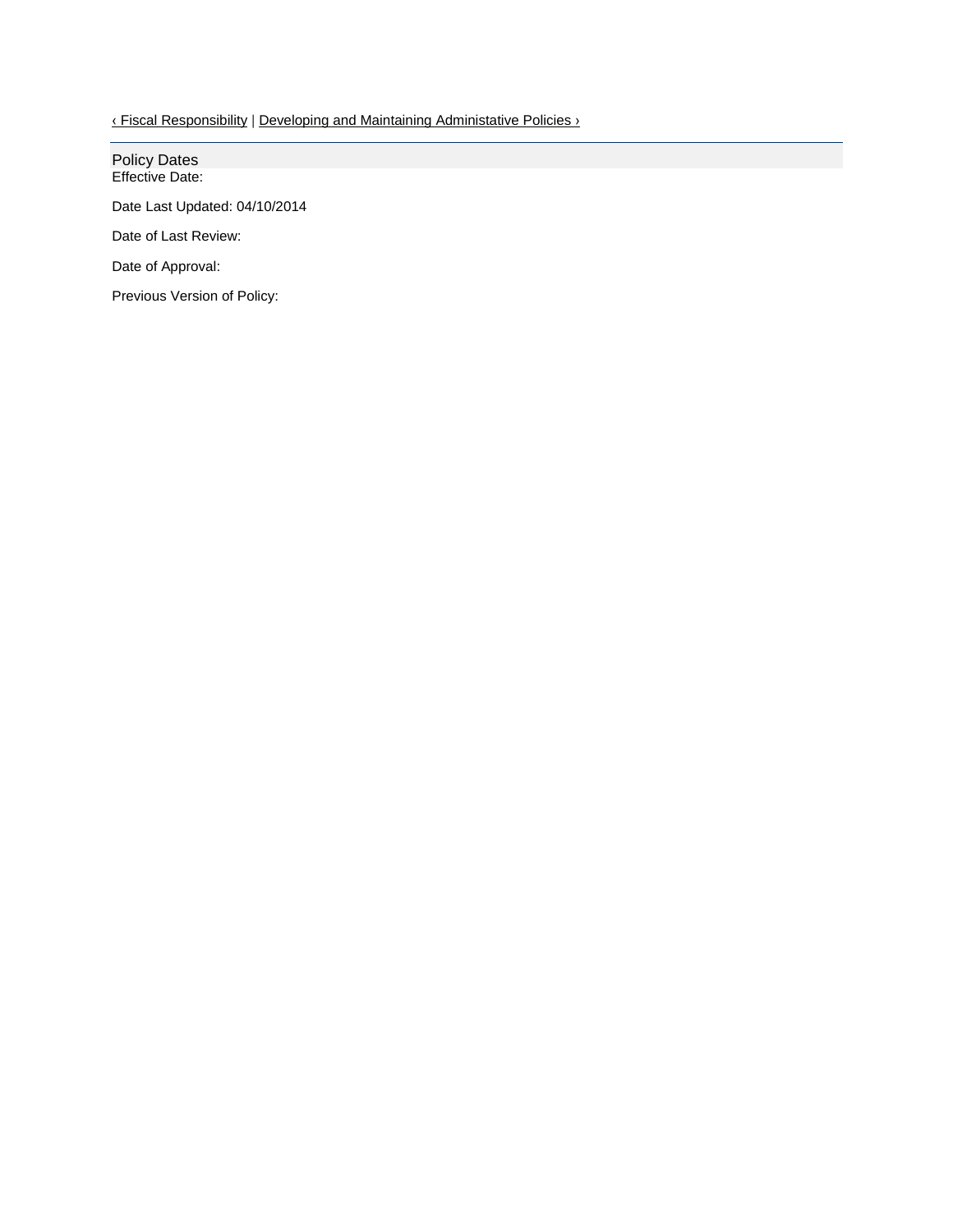‹ Fiscal Responsibility | Developing and Maintaining Administative Policies ›

---

## Policy Dates

Effective Date:

Date Last Updated: 04/10/2014

Date of Last Review:

Date of Approval:

Previous Version of Policy: